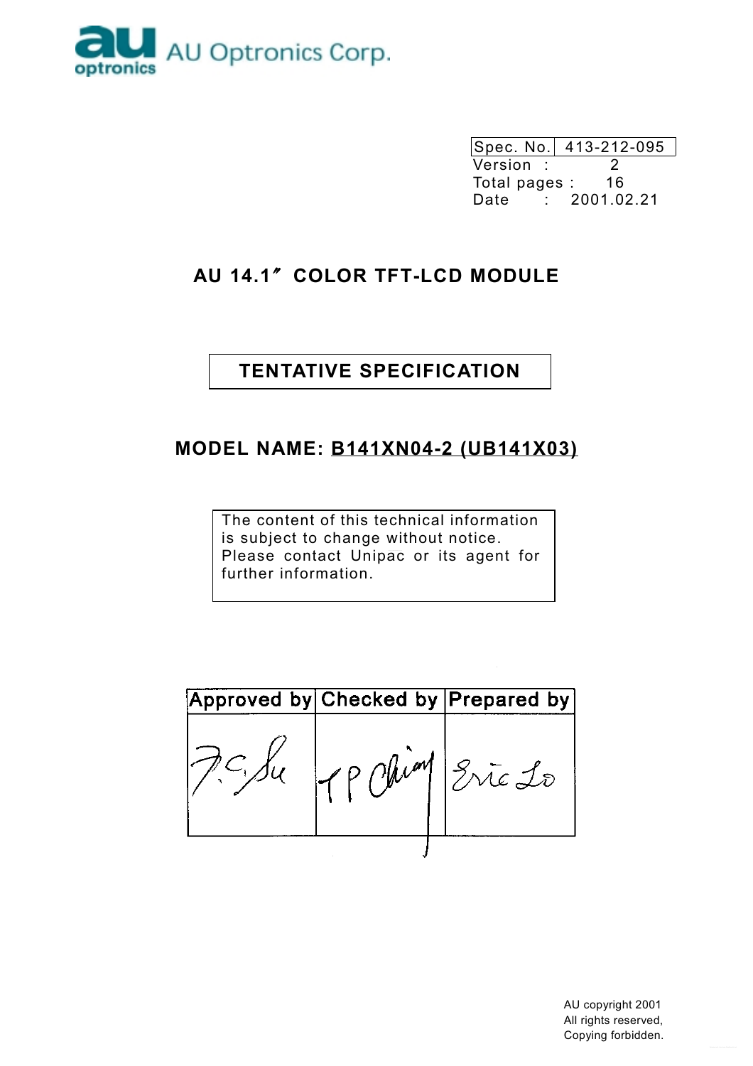AU Optronics Corp.

| Spec. No. | 413-212-095 |
|---|---|

Version : 2
Total pages : 16
Date : 2001.02.21

# AU 14.1″ COLOR TFT-LCD MODULE

## TENTATIVE SPECIFICATION

## MODEL NAME: B141XN04-2 (UB141X03)

The content of this technical information is subject to change without notice. Please contact Unipac or its agent for further information.

| Approved by | Checked by | Prepared by |
|---|---|---|
| T.C. Su | T P Chiang | Eric Lo |

AU copyright 2001
All rights reserved,
Copying forbidden.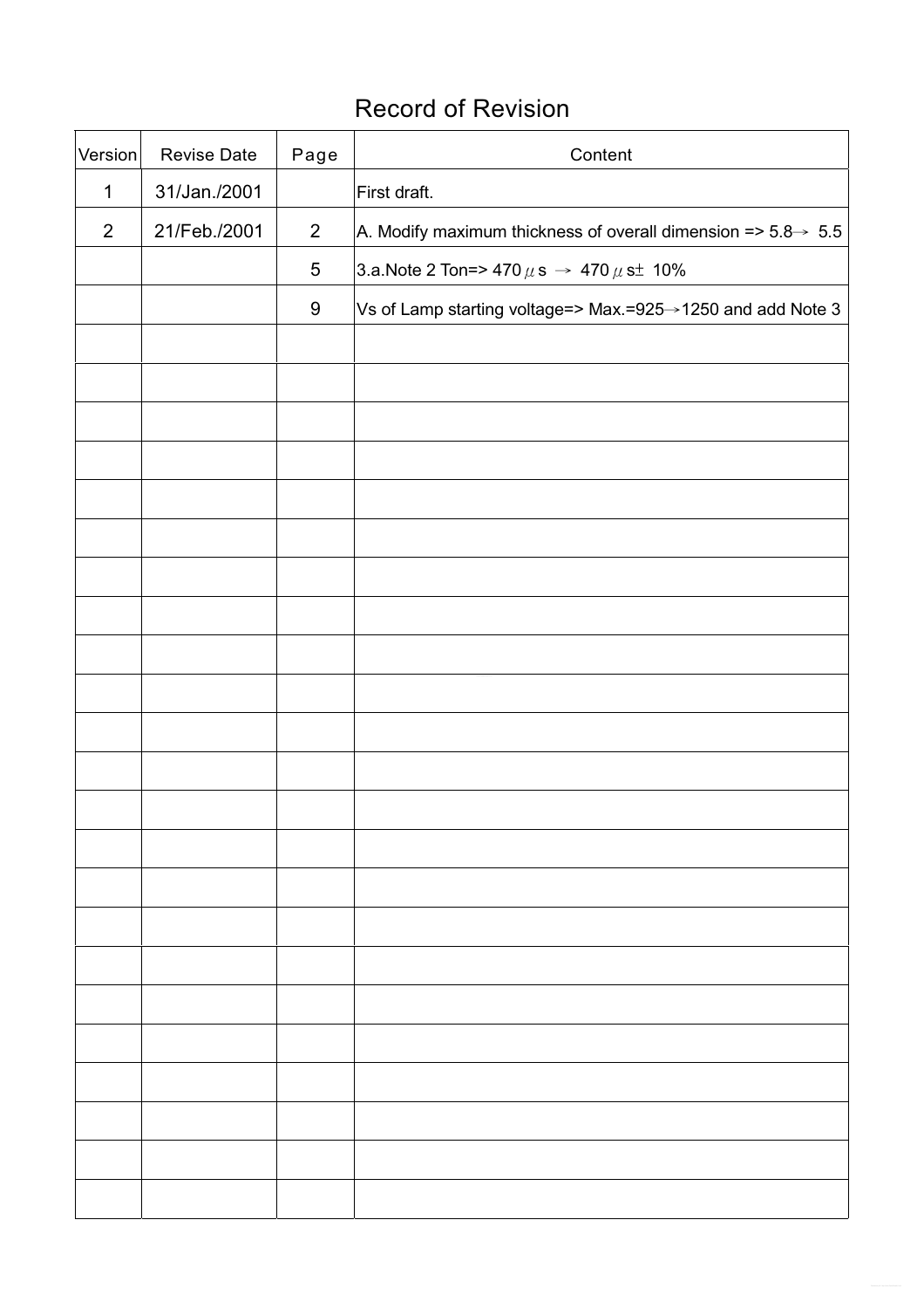# Record of Revision

| Version | Revise Date | Page | Content |
|---|---|---|---|
| 1 | 31/Jan./2001 | | First draft. |
| 2 | 21/Feb./2001 | 2 | A. Modify maximum thickness of overall dimension => 5.8→ 5.5 |
| | | 5 | 3.a.Note 2 Ton=> 470 μs → 470 μs± 10% |
| | | 9 | Vs of Lamp starting voltage=> Max.=925→1250 and add Note 3 |
| | | | |
| | | | |
| | | | |
| | | | |
| | | | |
| | | | |
| | | | |
| | | | |
| | | | |
| | | | |
| | | | |
| | | | |
| | | | |
| | | | |
| | | | |
| | | | |
| | | | |
| | | | |
| | | | |
| | | | |
| | | | |
| | | | |
| | | | |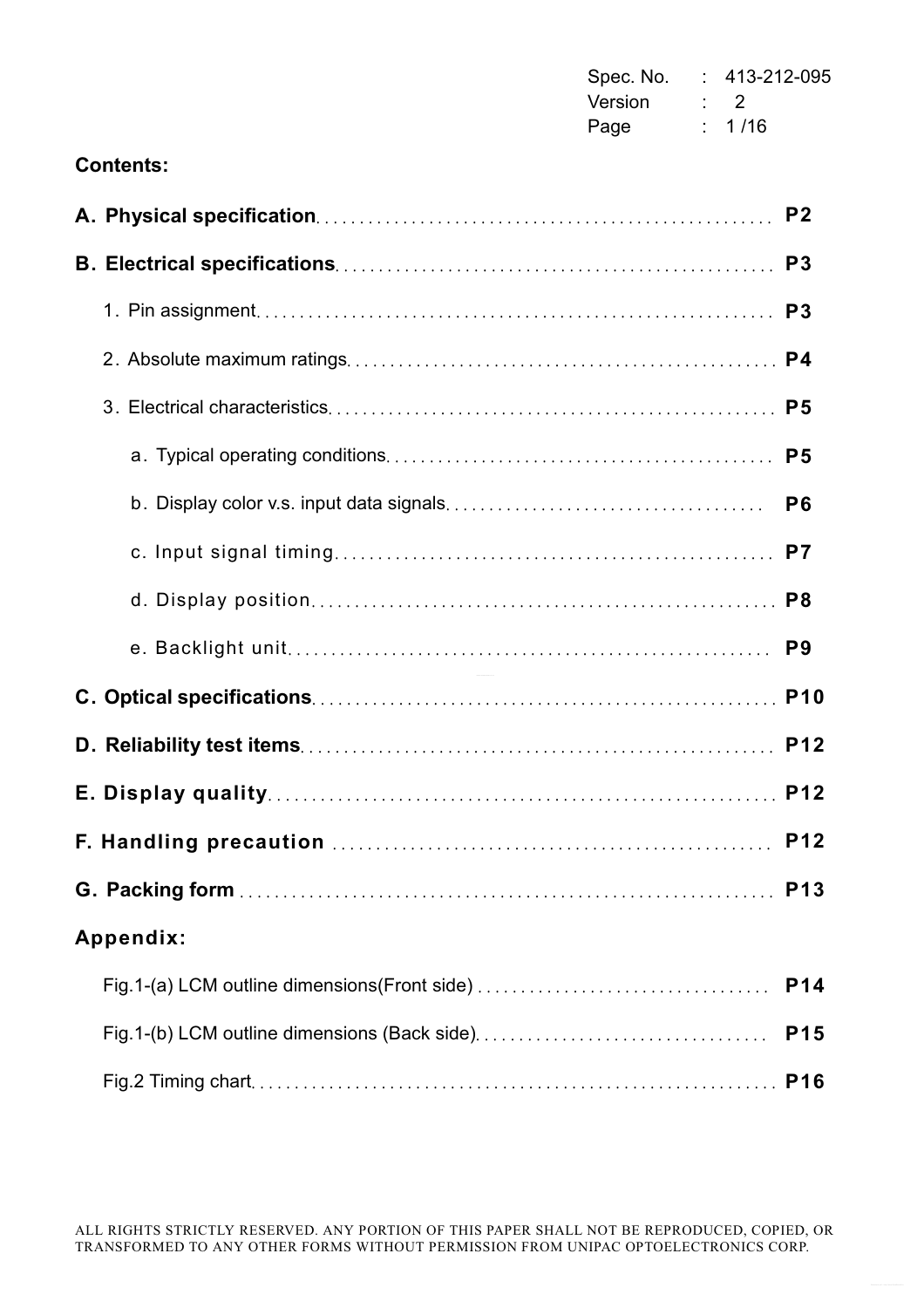Spec. No. : 413-212-095
Version : 2

## Contents:

**A. Physical specification** ........ **P2**

**B. Electrical specifications** ........ **P3**

1. Pin assignment ........ **P3**
2. Absolute maximum ratings ........ **P4**
3. Electrical characteristics ........ **P5**
   - a. Typical operating conditions ........ **P5**
   - b. Display color v.s. input data signals ........ **P6**
   - c. Input signal timing ........ **P7**
   - d. Display position ........ **P8**
   - e. Backlight unit ........ **P9**

**C. Optical specifications** ........ **P10**

**D. Reliability test items** ........ **P12**

**E. Display quality** ........ **P12**

**F. Handling precaution** ........ **P12**

**G. Packing form** ........ **P13**

## Appendix:

Fig.1-(a) LCM outline dimensions(Front side) ........ **P14**

Fig.1-(b) LCM outline dimensions (Back side) ........ **P15**

Fig.2 Timing chart ........ **P16**

ALL RIGHTS STRICTLY RESERVED. ANY PORTION OF THIS PAPER SHALL NOT BE REPRODUCED, COPIED, OR TRANSFORMED TO ANY OTHER FORMS WITHOUT PERMISSION FROM UNIPAC OPTOELECTRONICS CORP.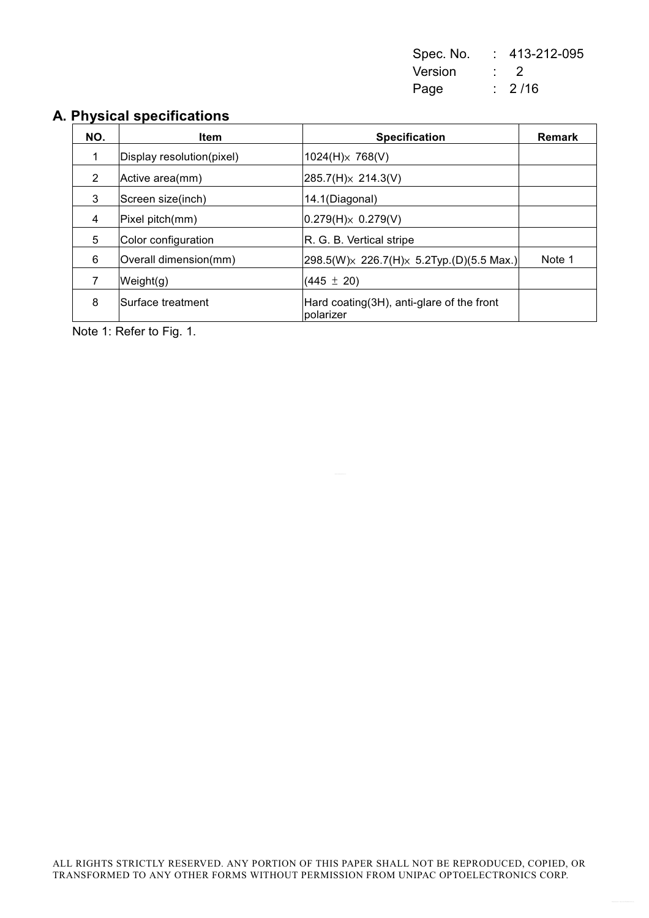## A. Physical specifications

| NO. | Item | Specification | Remark |
|---|---|---|---|
| 1 | Display resolution(pixel) | 1024(H)× 768(V) | |
| 2 | Active area(mm) | 285.7(H)× 214.3(V) | |
| 3 | Screen size(inch) | 14.1(Diagonal) | |
| 4 | Pixel pitch(mm) | 0.279(H)× 0.279(V) | |
| 5 | Color configuration | R. G. B. Vertical stripe | |
| 6 | Overall dimension(mm) | 298.5(W)× 226.7(H)× 5.2Typ.(D)(5.5 Max.) | Note 1 |
| 7 | Weight(g) | (445 ± 20) | |
| 8 | Surface treatment | Hard coating(3H), anti-glare of the front polarizer | |

Note 1: Refer to Fig. 1.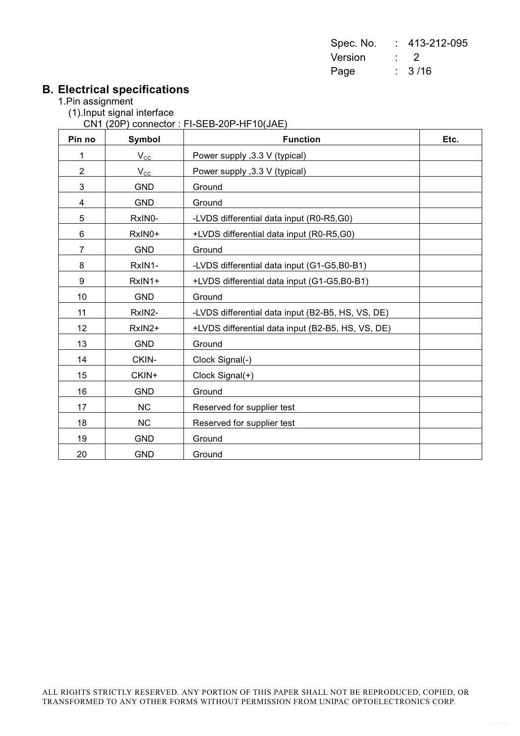## B. Electrical specifications

1.Pin assignment

(1).Input signal interface

CN1 (20P) connector : FI-SEB-20P-HF10(JAE)

| Pin no | Symbol | Function | Etc. |
|---|---|---|---|
| 1 | $V_{CC}$ | Power supply ,3.3 V (typical) | |
| 2 | $V_{CC}$ | Power supply ,3.3 V (typical) | |
| 3 | GND | Ground | |
| 4 | GND | Ground | |
| 5 | RxIN0- | -LVDS differential data input (R0-R5,G0) | |
| 6 | RxIN0+ | +LVDS differential data input (R0-R5,G0) | |
| 7 | GND | Ground | |
| 8 | RxIN1- | -LVDS differential data input (G1-G5,B0-B1) | |
| 9 | RxIN1+ | +LVDS differential data input (G1-G5,B0-B1) | |
| 10 | GND | Ground | |
| 11 | RxIN2- | -LVDS differential data input (B2-B5, HS, VS, DE) | |
| 12 | RxIN2+ | +LVDS differential data input (B2-B5, HS, VS, DE) | |
| 13 | GND | Ground | |
| 14 | CKIN- | Clock Signal(-) | |
| 15 | CKIN+ | Clock Signal(+) | |
| 16 | GND | Ground | |
| 17 | NC | Reserved for supplier test | |
| 18 | NC | Reserved for supplier test | |
| 19 | GND | Ground | |
| 20 | GND | Ground | |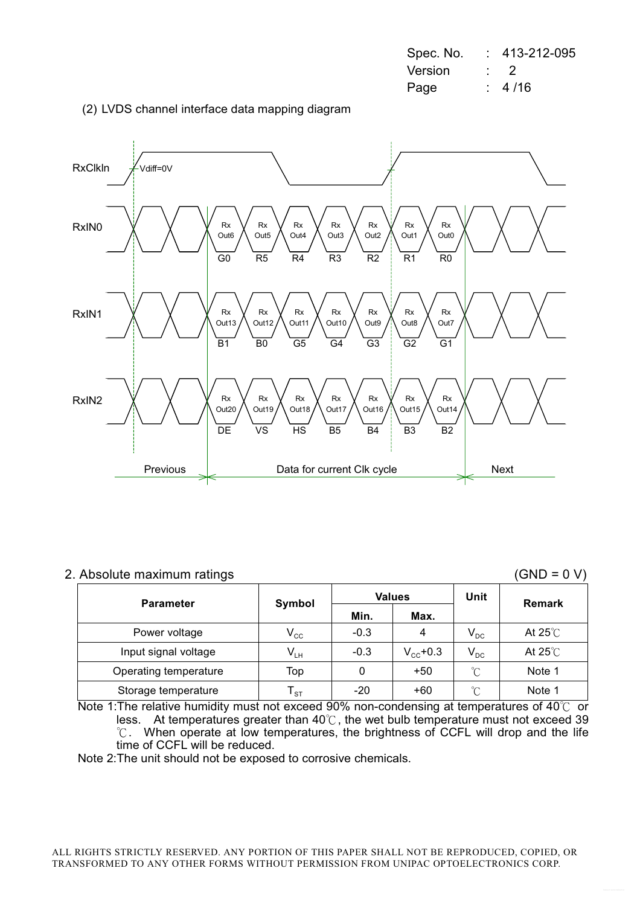(2) LVDS channel interface data mapping diagram

RxClkIn — Vdiff=0V

| | Rx Out6 | Rx Out5 | Rx Out4 | Rx Out3 | Rx Out2 | Rx Out1 | Rx Out0 |
|---|---|---|---|---|---|---|---|
| RxIN0 | G0 | R5 | R4 | R3 | R2 | R1 | R0 |

| | Rx Out13 | Rx Out12 | Rx Out11 | Rx Out10 | Rx Out9 | Rx Out8 | Rx Out7 |
|---|---|---|---|---|---|---|---|
| RxIN1 | B1 | B0 | G5 | G4 | G3 | G2 | G1 |

| | Rx Out20 | Rx Out19 | Rx Out18 | Rx Out17 | Rx Out16 | Rx Out15 | Rx Out14 |
|---|---|---|---|---|---|---|---|
| RxIN2 | DE | VS | HS | B5 | B4 | B3 | B2 |

Previous | Data for current Clk cycle | Next

## 2. Absolute maximum ratings

(GND = 0 V)

| Parameter | Symbol | Values | | Unit | Remark |
|---|---|---|---|---|---|
| | | Min. | Max. | | |
| Power voltage | $V_{CC}$ | -0.3 | 4 | $V_{DC}$ | At 25℃ |
| Input signal voltage | $V_{LH}$ | -0.3 | $V_{CC}$+0.3 | $V_{DC}$ | At 25℃ |
| Operating temperature | Top | 0 | +50 | ℃ | Note 1 |
| Storage temperature | $T_{ST}$ | -20 | +60 | ℃ | Note 1 |

Note 1:The relative humidity must not exceed 90% non-condensing at temperatures of 40℃ or less. At temperatures greater than 40℃, the wet bulb temperature must not exceed 39 ℃. When operate at low temperatures, the brightness of CCFL will drop and the life time of CCFL will be reduced.

Note 2:The unit should not be exposed to corrosive chemicals.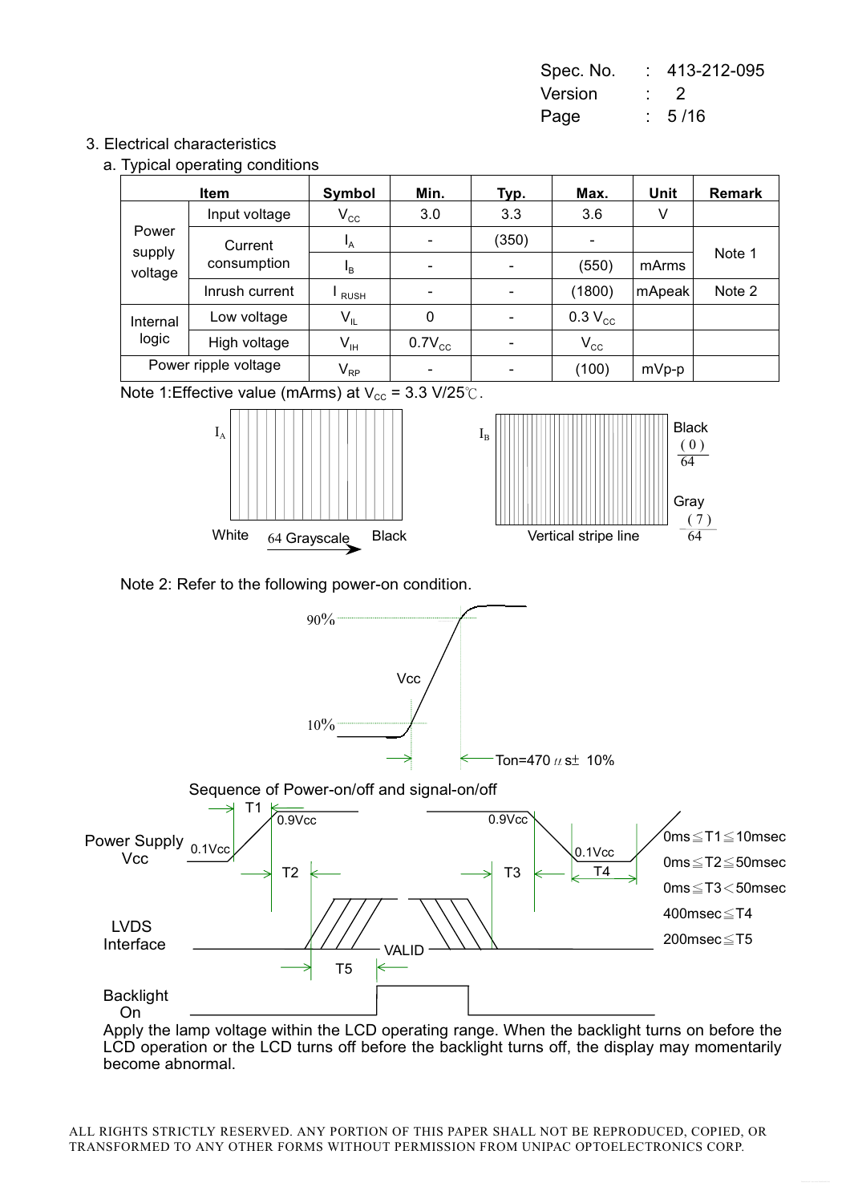## 3. Electrical characteristics

### a. Typical operating conditions

| Item | | Symbol | Min. | Typ. | Max. | Unit | Remark |
|---|---|---|---|---|---|---|---|
| Power supply voltage | Input voltage | $V_{CC}$ | 3.0 | 3.3 | 3.6 | V | |
| | Current consumption | $I_A$ | - | (350) | - | mArms | Note 1 |
| | | $I_B$ | - | - | (550) | | |
| | Inrush current | $I_{RUSH}$ | - | - | (1800) | mApeak | Note 2 |
| Internal logic | Low voltage | $V_{IL}$ | 0 | - | 0.3 $V_{CC}$ | | |
| | High voltage | $V_{IH}$ | 0.7$V_{CC}$ | - | $V_{CC}$ | | |
| Power ripple voltage | | $V_{RP}$ | - | - | (100) | mVp-p | |

Note 1:Effective value (mArms) at $V_{CC}$ = 3.3 V/25℃.

$I_A$: White — 64 Grayscale → Black

$I_B$: Vertical stripe line — Black $\frac{(0)}{64}$, Gray $\frac{(7)}{64}$

Note 2: Refer to the following power-on condition.

Vcc: 10% → 90%, Ton=470 μs± 10%

Sequence of Power-on/off and signal-on/off

Power Supply Vcc: 0.1Vcc, 0.9Vcc, T1, T2, T3, T4

LVDS Interface: VALID, T5

Backlight On

- 0ms ≦ T1 ≦ 10msec
- 0ms ≦ T2 ≦ 50msec
- 0ms ≦ T3 < 50msec
- 400msec ≦ T4
- 200msec ≦ T5

Apply the lamp voltage within the LCD operating range. When the backlight turns on before the LCD operation or the LCD turns off before the backlight turns off, the display may momentarily become abnormal.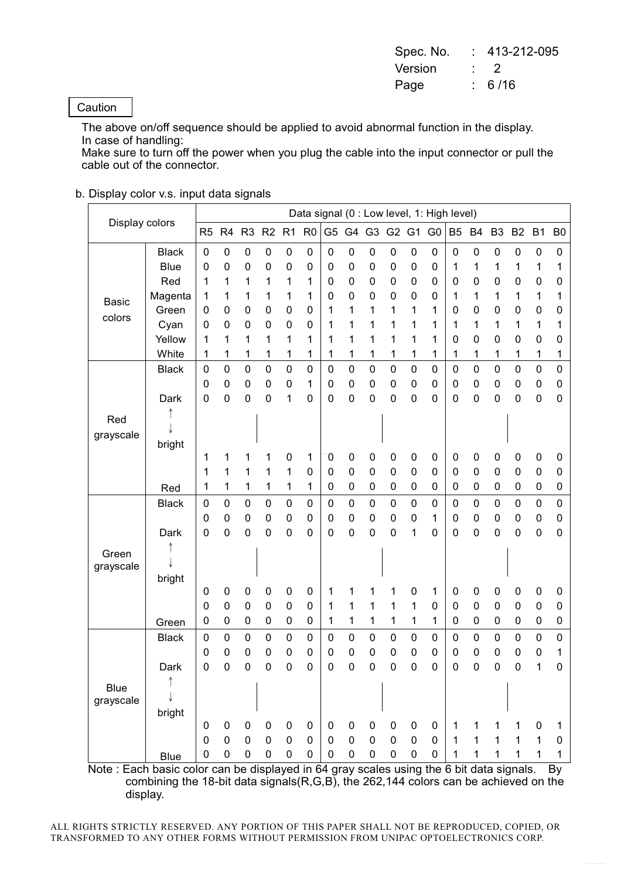Caution

The above on/off sequence should be applied to avoid abnormal function in the display.
In case of handling:
Make sure to turn off the power when you plug the cable into the input connector or pull the cable out of the connector.

b. Display color v.s. input data signals

| Display colors | | Data signal (0 : Low level, 1: High level) | | | | | | | | | | | | | | | | | |
|---|---|---|---|---|---|---|---|---|---|---|---|---|---|---|---|---|---|---|---|
| | | R5 | R4 | R3 | R2 | R1 | R0 | G5 | G4 | G3 | G2 | G1 | G0 | B5 | B4 | B3 | B2 | B1 | B0 |
| Basic colors | Black | 0 | 0 | 0 | 0 | 0 | 0 | 0 | 0 | 0 | 0 | 0 | 0 | 0 | 0 | 0 | 0 | 0 | 0 |
| | Blue | 0 | 0 | 0 | 0 | 0 | 0 | 0 | 0 | 0 | 0 | 0 | 0 | 1 | 1 | 1 | 1 | 1 | 1 |
| | Red | 1 | 1 | 1 | 1 | 1 | 1 | 0 | 0 | 0 | 0 | 0 | 0 | 0 | 0 | 0 | 0 | 0 | 0 |
| | Magenta | 1 | 1 | 1 | 1 | 1 | 1 | 0 | 0 | 0 | 0 | 0 | 0 | 1 | 1 | 1 | 1 | 1 | 1 |
| | Green | 0 | 0 | 0 | 0 | 0 | 0 | 1 | 1 | 1 | 1 | 1 | 1 | 0 | 0 | 0 | 0 | 0 | 0 |
| | Cyan | 0 | 0 | 0 | 0 | 0 | 0 | 1 | 1 | 1 | 1 | 1 | 1 | 1 | 1 | 1 | 1 | 1 | 1 |
| | Yellow | 1 | 1 | 1 | 1 | 1 | 1 | 1 | 1 | 1 | 1 | 1 | 1 | 0 | 0 | 0 | 0 | 0 | 0 |
| | White | 1 | 1 | 1 | 1 | 1 | 1 | 1 | 1 | 1 | 1 | 1 | 1 | 1 | 1 | 1 | 1 | 1 | 1 |
| Red grayscale | Black | 0 | 0 | 0 | 0 | 0 | 0 | 0 | 0 | 0 | 0 | 0 | 0 | 0 | 0 | 0 | 0 | 0 | 0 |
| | | 0 | 0 | 0 | 0 | 0 | 1 | 0 | 0 | 0 | 0 | 0 | 0 | 0 | 0 | 0 | 0 | 0 | 0 |
| | Dark | 0 | 0 | 0 | 0 | 1 | 0 | 0 | 0 | 0 | 0 | 0 | 0 | 0 | 0 | 0 | 0 | 0 | 0 |
| | ↑<br>↓ | | | \| | | | | | | \| | | | | | | \| | | | |
| | bright | | | | | | | | | | | | | | | | | | |
| | | 1 | 1 | 1 | 1 | 0 | 1 | 0 | 0 | 0 | 0 | 0 | 0 | 0 | 0 | 0 | 0 | 0 | 0 |
| | | 1 | 1 | 1 | 1 | 1 | 0 | 0 | 0 | 0 | 0 | 0 | 0 | 0 | 0 | 0 | 0 | 0 | 0 |
| | Red | 1 | 1 | 1 | 1 | 1 | 1 | 0 | 0 | 0 | 0 | 0 | 0 | 0 | 0 | 0 | 0 | 0 | 0 |
| Green grayscale | Black | 0 | 0 | 0 | 0 | 0 | 0 | 0 | 0 | 0 | 0 | 0 | 0 | 0 | 0 | 0 | 0 | 0 | 0 |
| | | 0 | 0 | 0 | 0 | 0 | 0 | 0 | 0 | 0 | 0 | 0 | 1 | 0 | 0 | 0 | 0 | 0 | 0 |
| | Dark | 0 | 0 | 0 | 0 | 0 | 0 | 0 | 0 | 0 | 0 | 1 | 0 | 0 | 0 | 0 | 0 | 0 | 0 |
| | ↑<br>↓ | | | \| | | | | | | \| | | | | | | \| | | | |
| | bright | | | | | | | | | | | | | | | | | | |
| | | 0 | 0 | 0 | 0 | 0 | 0 | 1 | 1 | 1 | 1 | 0 | 1 | 0 | 0 | 0 | 0 | 0 | 0 |
| | | 0 | 0 | 0 | 0 | 0 | 0 | 1 | 1 | 1 | 1 | 1 | 0 | 0 | 0 | 0 | 0 | 0 | 0 |
| | Green | 0 | 0 | 0 | 0 | 0 | 0 | 1 | 1 | 1 | 1 | 1 | 1 | 0 | 0 | 0 | 0 | 0 | 0 |
| Blue grayscale | Black | 0 | 0 | 0 | 0 | 0 | 0 | 0 | 0 | 0 | 0 | 0 | 0 | 0 | 0 | 0 | 0 | 0 | 0 |
| | | 0 | 0 | 0 | 0 | 0 | 0 | 0 | 0 | 0 | 0 | 0 | 0 | 0 | 0 | 0 | 0 | 0 | 1 |
| | Dark | 0 | 0 | 0 | 0 | 0 | 0 | 0 | 0 | 0 | 0 | 0 | 0 | 0 | 0 | 0 | 0 | 1 | 0 |
| | ↑<br>↓ | | | \| | | | | | | \| | | | | | | \| | | | |
| | bright | | | | | | | | | | | | | | | | | | |
| | | 0 | 0 | 0 | 0 | 0 | 0 | 0 | 0 | 0 | 0 | 0 | 0 | 1 | 1 | 1 | 1 | 0 | 1 |
| | | 0 | 0 | 0 | 0 | 0 | 0 | 0 | 0 | 0 | 0 | 0 | 0 | 1 | 1 | 1 | 1 | 1 | 0 |
| | Blue | 0 | 0 | 0 | 0 | 0 | 0 | 0 | 0 | 0 | 0 | 0 | 0 | 1 | 1 | 1 | 1 | 1 | 1 |

Note : Each basic color can be displayed in 64 gray scales using the 6 bit data signals. By combining the 18-bit data signals(R,G,B), the 262,144 colors can be achieved on the display.

ALL RIGHTS STRICTLY RESERVED. ANY PORTION OF THIS PAPER SHALL NOT BE REPRODUCED, COPIED, OR TRANSFORMED TO ANY OTHER FORMS WITHOUT PERMISSION FROM UNIPAC OPTOELECTRONICS CORP.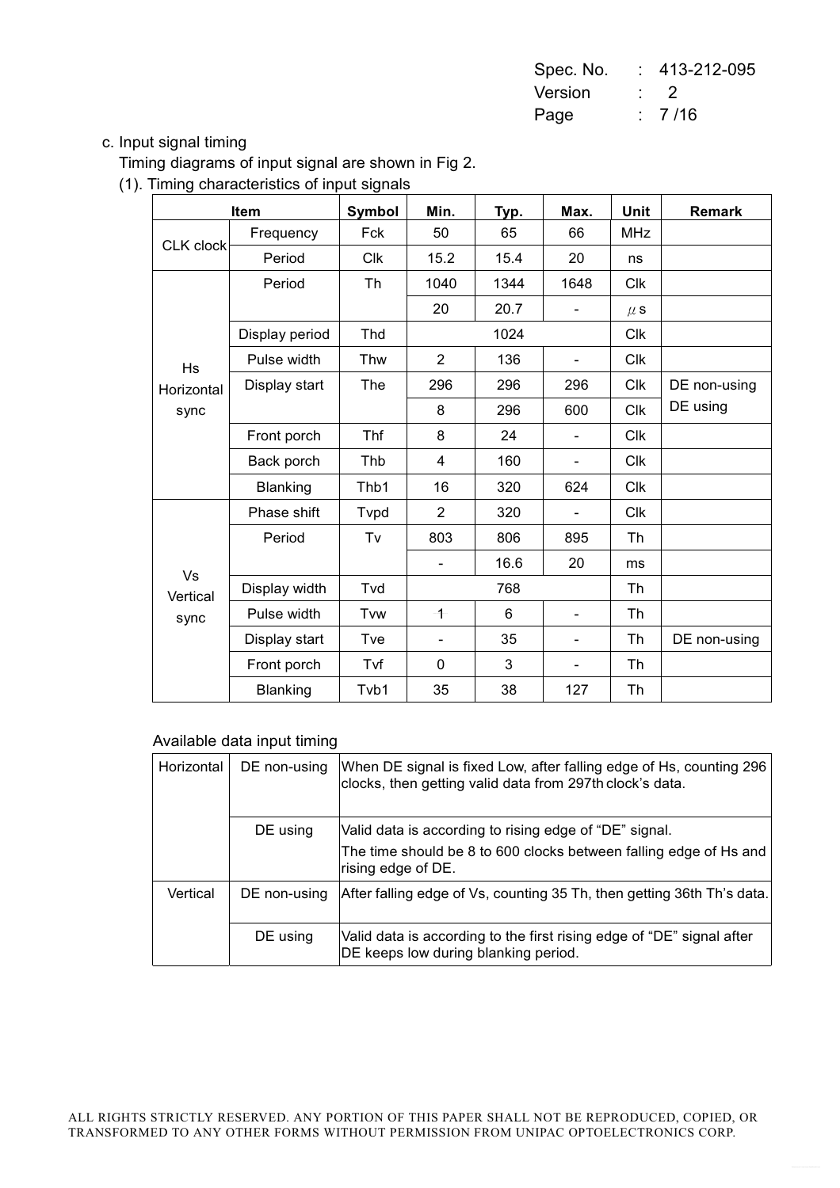c. Input signal timing

Timing diagrams of input signal are shown in Fig 2.

(1). Timing characteristics of input signals

| Item | | Symbol | Min. | Typ. | Max. | Unit | Remark |
|---|---|---|---|---|---|---|---|
| CLK clock | Frequency | Fck | 50 | 65 | 66 | MHz | |
| | Period | Clk | 15.2 | 15.4 | 20 | ns | |
| Hs Horizontal sync | Period | Th | 1040 | 1344 | 1648 | Clk | |
| | | | 20 | 20.7 | - | μs | |
| | Display period | Thd | 1024 | | | Clk | |
| | Pulse width | Thw | 2 | 136 | - | Clk | |
| | Display start | The | 296 | 296 | 296 | Clk | DE non-using |
| | | | 8 | 296 | 600 | Clk | DE using |
| | Front porch | Thf | 8 | 24 | - | Clk | |
| | Back porch | Thb | 4 | 160 | - | Clk | |
| | Blanking | Thb1 | 16 | 320 | 624 | Clk | |
| Vs Vertical sync | Phase shift | Tvpd | 2 | 320 | - | Clk | |
| | Period | Tv | 803 | 806 | 895 | Th | |
| | | | - | 16.6 | 20 | ms | |
| | Display width | Tvd | 768 | | | Th | |
| | Pulse width | Tvw | 1 | 6 | - | Th | |
| | Display start | Tve | - | 35 | - | Th | DE non-using |
| | Front porch | Tvf | 0 | 3 | - | Th | |
| | Blanking | Tvb1 | 35 | 38 | 127 | Th | |

Available data input timing

| | | |
|---|---|---|
| Horizontal | DE non-using | When DE signal is fixed Low, after falling edge of Hs, counting 296 clocks, then getting valid data from 297th clock's data. |
| | DE using | Valid data is according to rising edge of "DE" signal. The time should be 8 to 600 clocks between falling edge of Hs and rising edge of DE. |
| Vertical | DE non-using | After falling edge of Vs, counting 35 Th, then getting 36th Th's data. |
| | DE using | Valid data is according to the first rising edge of "DE" signal after DE keeps low during blanking period. |

ALL RIGHTS STRICTLY RESERVED. ANY PORTION OF THIS PAPER SHALL NOT BE REPRODUCED, COPIED, OR TRANSFORMED TO ANY OTHER FORMS WITHOUT PERMISSION FROM UNIPAC OPTOELECTRONICS CORP.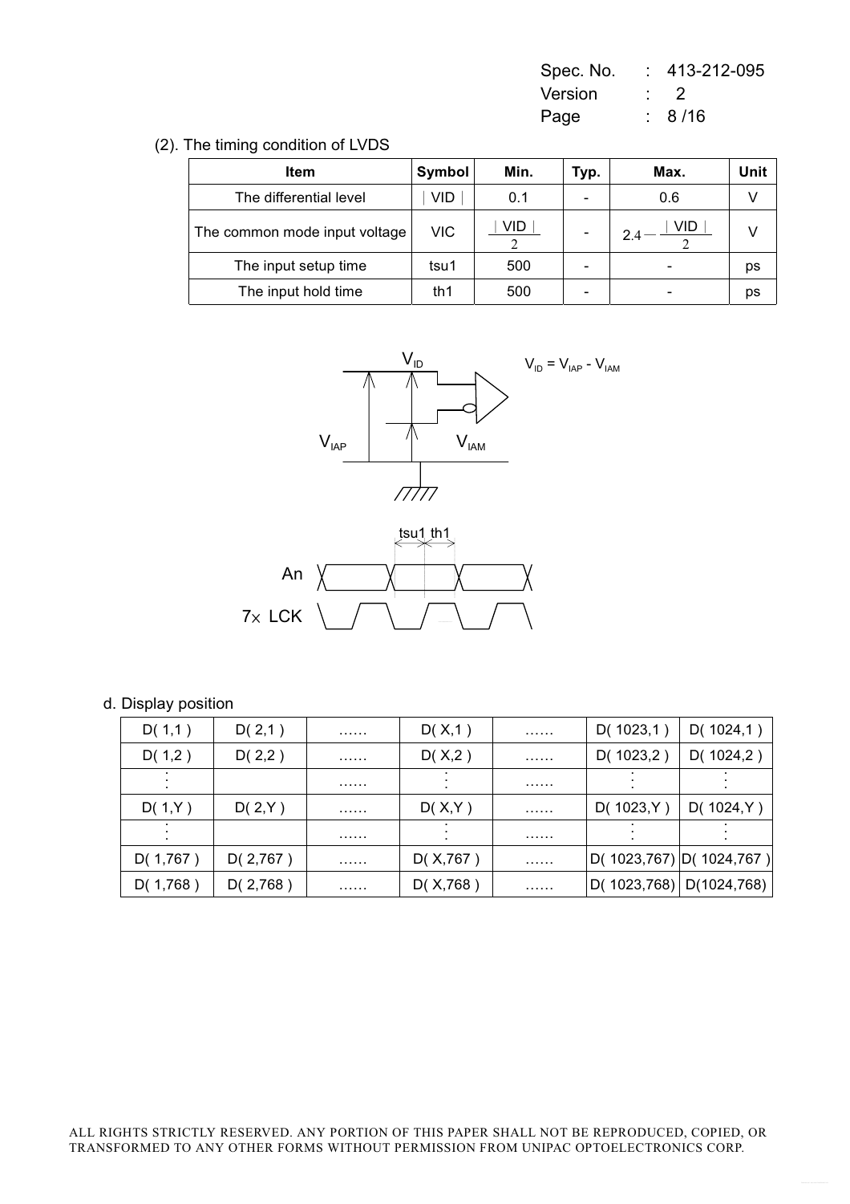Spec. No. : 413-212-095
Version : 2
Page : 8 /16

(2). The timing condition of LVDS

| Item | Symbol | Min. | Typ. | Max. | Unit |
|---|---|---|---|---|---|
| The differential level | $\|VID\|$ | 0.1 | - | 0.6 | V |
| The common mode input voltage | VIC | $\frac{\|VID\|}{2}$ | - | $2.4 - \frac{\|VID\|}{2}$ | V |
| The input setup time | tsu1 | 500 | - | - | ps |
| The input hold time | th1 | 500 | - | - | ps |

$V_{ID}$

$V_{ID} = V_{IAP} - V_{IAM}$

$V_{IAP}$ $V_{IAM}$

tsu1 th1

An

7× LCK

d. Display position

| D( 1,1 ) | D( 2,1 ) | …… | D( X,1 ) | …… | D( 1023,1 ) | D( 1024,1 ) |
|---|---|---|---|---|---|---|
| D( 1,2 ) | D( 2,2 ) | …… | D( X,2 ) | …… | D( 1023,2 ) | D( 1024,2 ) |
| ⋮ | | …… | ⋮ | …… | ⋮ | ⋮ |
| D( 1,Y ) | D( 2,Y ) | …… | D( X,Y ) | …… | D( 1023,Y ) | D( 1024,Y ) |
| ⋮ | | …… | ⋮ | …… | ⋮ | ⋮ |
| D( 1,767 ) | D( 2,767 ) | …… | D( X,767 ) | …… | D( 1023,767) | D( 1024,767 ) |
| D( 1,768 ) | D( 2,768 ) | …… | D( X,768 ) | …… | D( 1023,768) | D(1024,768) |

ALL RIGHTS STRICTLY RESERVED. ANY PORTION OF THIS PAPER SHALL NOT BE REPRODUCED, COPIED, OR TRANSFORMED TO ANY OTHER FORMS WITHOUT PERMISSION FROM UNIPAC OPTOELECTRONICS CORP.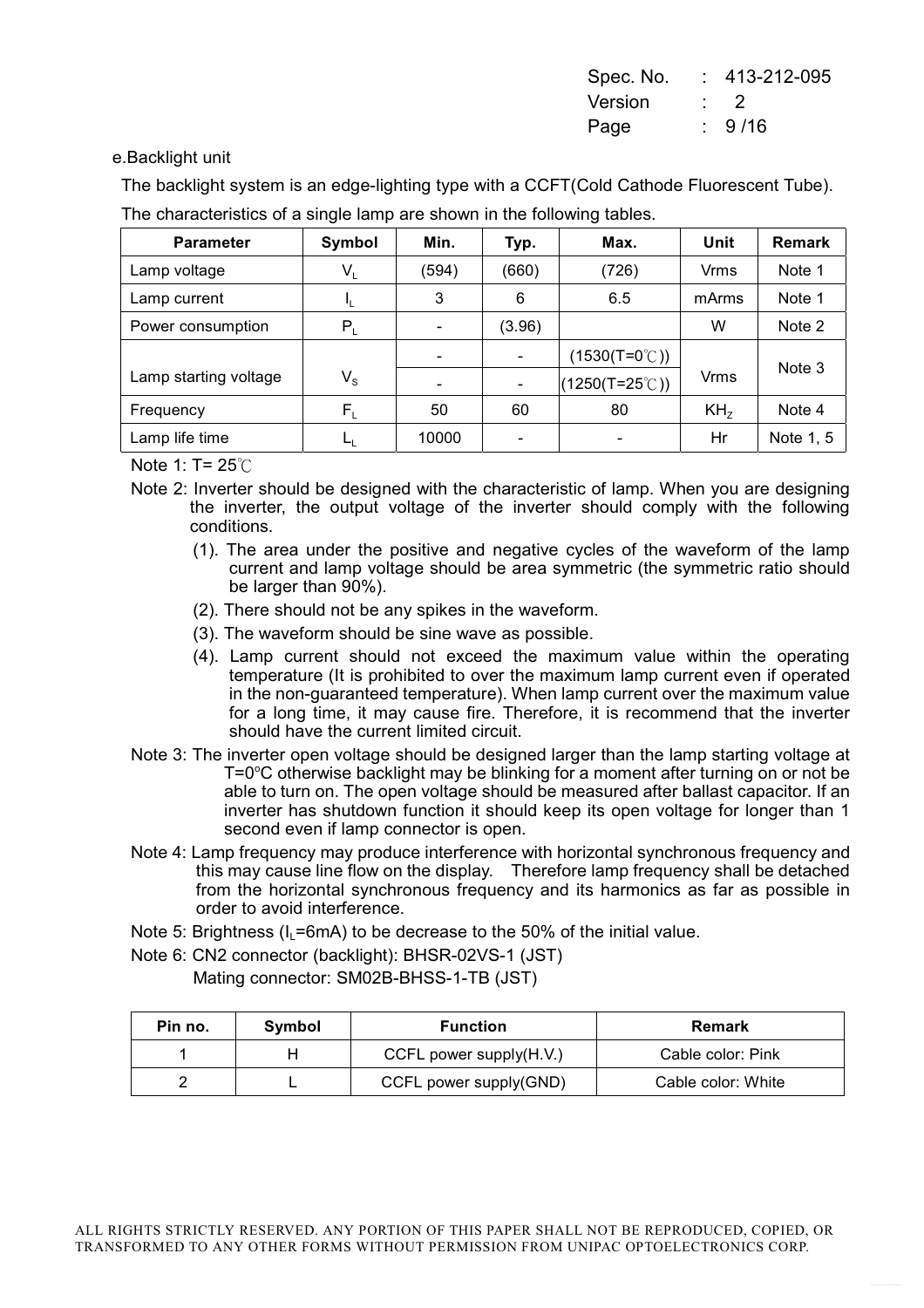e.Backlight unit

The backlight system is an edge-lighting type with a CCFT(Cold Cathode Fluorescent Tube).

The characteristics of a single lamp are shown in the following tables.

| Parameter | Symbol | Min. | Typ. | Max. | Unit | Remark |
|---|---|---|---|---|---|---|
| Lamp voltage | $V_L$ | (594) | (660) | (726) | Vrms | Note 1 |
| Lamp current | $I_L$ | 3 | 6 | 6.5 | mArms | Note 1 |
| Power consumption | $P_L$ | - | (3.96) | | W | Note 2 |
| Lamp starting voltage | $V_S$ | - | - | (1530(T=0℃)) | Vrms | Note 3 |
| | | - | - | (1250(T=25℃)) | | |
| Frequency | $F_L$ | 50 | 60 | 80 | $KH_Z$ | Note 4 |
| Lamp life time | $L_L$ | 10000 | - | - | Hr | Note 1, 5 |

Note 1: T= 25℃

Note 2: Inverter should be designed with the characteristic of lamp. When you are designing the inverter, the output voltage of the inverter should comply with the following conditions.

(1). The area under the positive and negative cycles of the waveform of the lamp current and lamp voltage should be area symmetric (the symmetric ratio should be larger than 90%).

(2). There should not be any spikes in the waveform.

(3). The waveform should be sine wave as possible.

(4). Lamp current should not exceed the maximum value within the operating temperature (It is prohibited to over the maximum lamp current even if operated in the non-guaranteed temperature). When lamp current over the maximum value for a long time, it may cause fire. Therefore, it is recommend that the inverter should have the current limited circuit.

Note 3: The inverter open voltage should be designed larger than the lamp starting voltage at T=0°C otherwise backlight may be blinking for a moment after turning on or not be able to turn on. The open voltage should be measured after ballast capacitor. If an inverter has shutdown function it should keep its open voltage for longer than 1 second even if lamp connector is open.

Note 4: Lamp frequency may produce interference with horizontal synchronous frequency and this may cause line flow on the display. Therefore lamp frequency shall be detached from the horizontal synchronous frequency and its harmonics as far as possible in order to avoid interference.

Note 5: Brightness ($I_L$=6mA) to be decrease to the 50% of the initial value.

Note 6: CN2 connector (backlight): BHSR-02VS-1 (JST)

Mating connector: SM02B-BHSS-1-TB (JST)

| Pin no. | Symbol | Function | Remark |
|---|---|---|---|
| 1 | H | CCFL power supply(H.V.) | Cable color: Pink |
| 2 | L | CCFL power supply(GND) | Cable color: White |

ALL RIGHTS STRICTLY RESERVED. ANY PORTION OF THIS PAPER SHALL NOT BE REPRODUCED, COPIED, OR TRANSFORMED TO ANY OTHER FORMS WITHOUT PERMISSION FROM UNIPAC OPTOELECTRONICS CORP.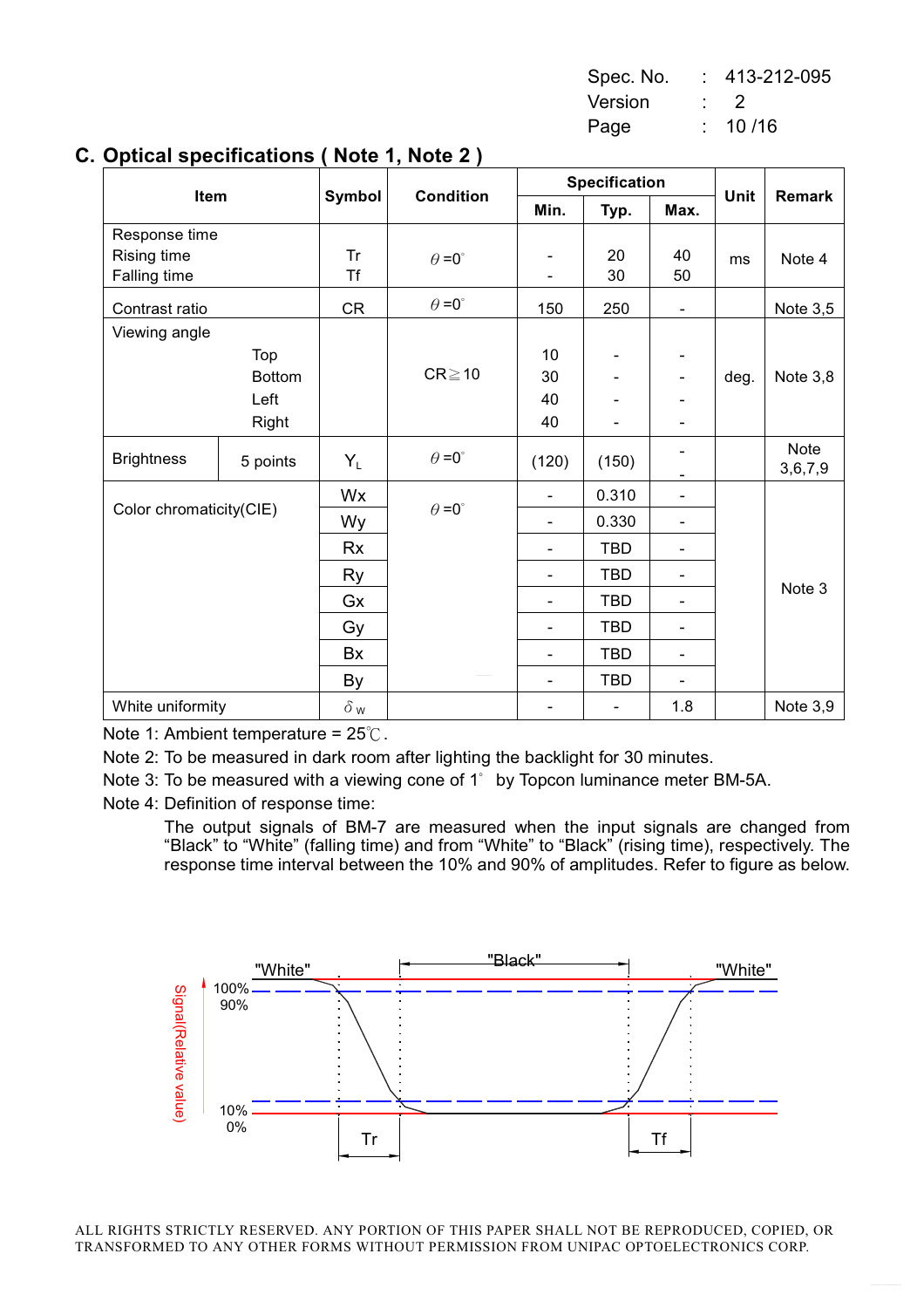## C. Optical specifications ( Note 1, Note 2 )

| Item | | Symbol | Condition | Specification | | | Unit | Remark |
|---|---|---|---|---|---|---|---|---|
| | | | | Min. | Typ. | Max. | | |
| Response time<br>Rising time<br>Falling time | | Tr<br>Tf | $\theta$=0° | -<br>- | 20<br>30 | 40<br>50 | ms | Note 4 |
| Contrast ratio | | CR | $\theta$=0° | 150 | 250 | - | | Note 3,5 |
| Viewing angle | Top<br>Bottom<br>Left<br>Right | | CR≧10 | 10<br>30<br>40<br>40 | -<br>-<br>-<br>- | -<br>-<br>-<br>- | deg. | Note 3,8 |
| Brightness | 5 points | $Y_L$ | $\theta$=0° | (120) | (150) | - | | Note 3,6,7,9 |
| Color chromaticity(CIE) | | Wx | $\theta$=0° | - | 0.310 | - | | Note 3 |
| | | Wy | | - | 0.330 | - | | |
| | | Rx | | - | TBD | - | | |
| | | Ry | | - | TBD | - | | |
| | | Gx | | - | TBD | - | | |
| | | Gy | | - | TBD | - | | |
| | | Bx | | - | TBD | - | | |
| | | By | | - | TBD | - | | |
| White uniformity | | $\delta_W$ | | - | - | 1.8 | | Note 3,9 |

Note 1: Ambient temperature = 25℃.

Note 2: To be measured in dark room after lighting the backlight for 30 minutes.

Note 3: To be measured with a viewing cone of 1° by Topcon luminance meter BM-5A.

Note 4: Definition of response time:

The output signals of BM-7 are measured when the input signals are changed from "Black" to "White" (falling time) and from "White" to "Black" (rising time), respectively. The response time interval between the 10% and 90% of amplitudes. Refer to figure as below.

"White" "Black" "White"

Signal(Relative value): 100%, 90%, 10%, 0%

Tr Tf

ALL RIGHTS STRICTLY RESERVED. ANY PORTION OF THIS PAPER SHALL NOT BE REPRODUCED, COPIED, OR TRANSFORMED TO ANY OTHER FORMS WITHOUT PERMISSION FROM UNIPAC OPTOELECTRONICS CORP.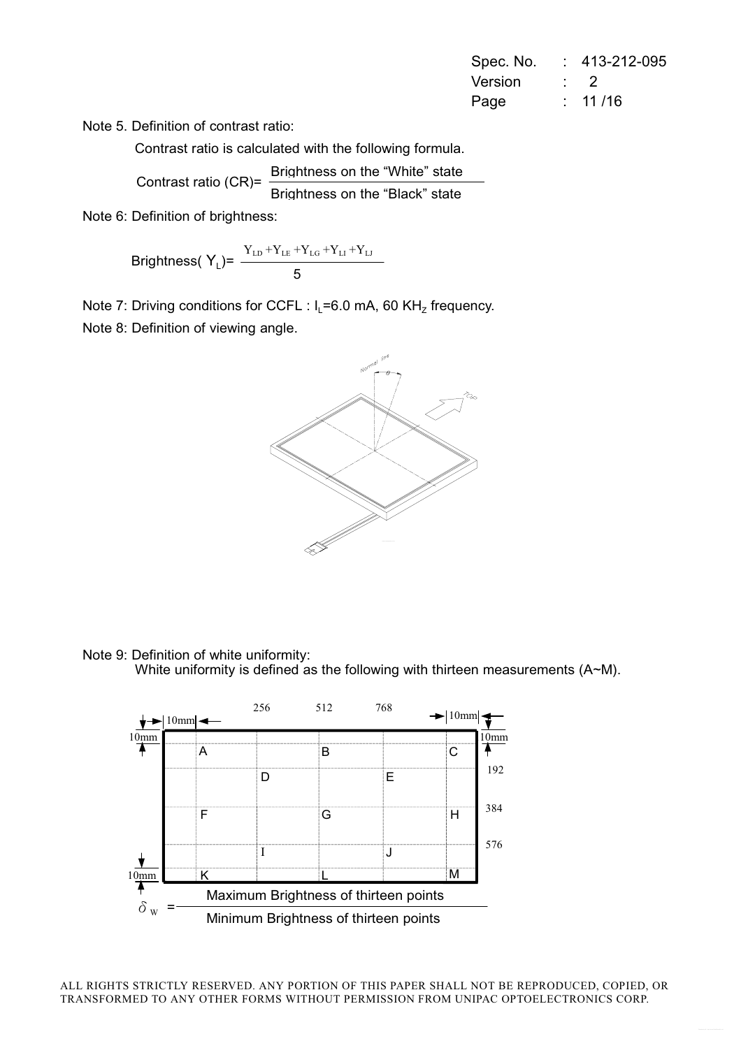Note 5. Definition of contrast ratio:

Contrast ratio is calculated with the following formula.

$$\text{Contrast ratio (CR)} = \frac{\text{Brightness on the "White" state}}{\text{Brightness on the "Black" state}}$$

Note 6: Definition of brightness:

$$\text{Brightness}(Y_L) = \frac{Y_{LD} + Y_{LE} + Y_{LG} + Y_{LI} + Y_{LJ}}{5}$$

Note 7: Driving conditions for CCFL : $I_L$=6.0 mA, 60 $KH_Z$ frequency.

Note 8: Definition of viewing angle.

Note 9: Definition of white uniformity:

White uniformity is defined as the following with thirteen measurements (A~M).

$$\delta_W = \frac{\text{Maximum Brightness of thirteen points}}{\text{Minimum Brightness of thirteen points}}$$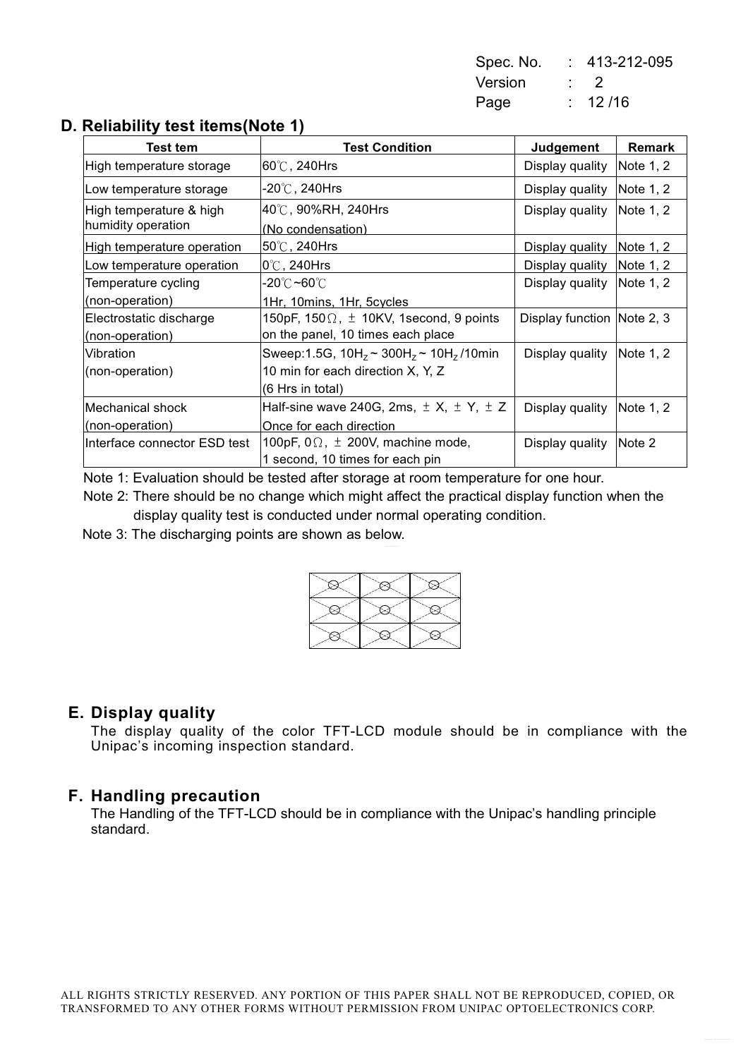## D. Reliability test items(Note 1)

| Test tem | Test Condition | Judgement | Remark |
|---|---|---|---|
| High temperature storage | 60℃, 240Hrs | Display quality | Note 1, 2 |
| Low temperature storage | -20℃, 240Hrs | Display quality | Note 1, 2 |
| High temperature & high humidity operation | 40℃, 90%RH, 240Hrs (No condensation) | Display quality | Note 1, 2 |
| High temperature operation | 50℃, 240Hrs | Display quality | Note 1, 2 |
| Low temperature operation | 0℃, 240Hrs | Display quality | Note 1, 2 |
| Temperature cycling (non-operation) | -20℃~60℃ 1Hr, 10mins, 1Hr, 5cycles | Display quality | Note 1, 2 |
| Electrostatic discharge (non-operation) | 150pF, 150Ω, ± 10KV, 1second, 9 points on the panel, 10 times each place | Display function | Note 2, 3 |
| Vibration (non-operation) | Sweep:1.5G, $10H_z$ ~ $300H_z$ ~ $10H_z$ /10min 10 min for each direction X, Y, Z (6 Hrs in total) | Display quality | Note 1, 2 |
| Mechanical shock (non-operation) | Half-sine wave 240G, 2ms, ± X, ± Y, ± Z Once for each direction | Display quality | Note 1, 2 |
| Interface connector ESD test | 100pF, 0Ω, ± 200V, machine mode, 1 second, 10 times for each pin | Display quality | Note 2 |

Note 1: Evaluation should be tested after storage at room temperature for one hour.

Note 2: There should be no change which might affect the practical display function when the display quality test is conducted under normal operating condition.

Note 3: The discharging points are shown as below.

## E. Display quality

The display quality of the color TFT-LCD module should be in compliance with the Unipac's incoming inspection standard.

## F. Handling precaution

The Handling of the TFT-LCD should be in compliance with the Unipac's handling principle standard.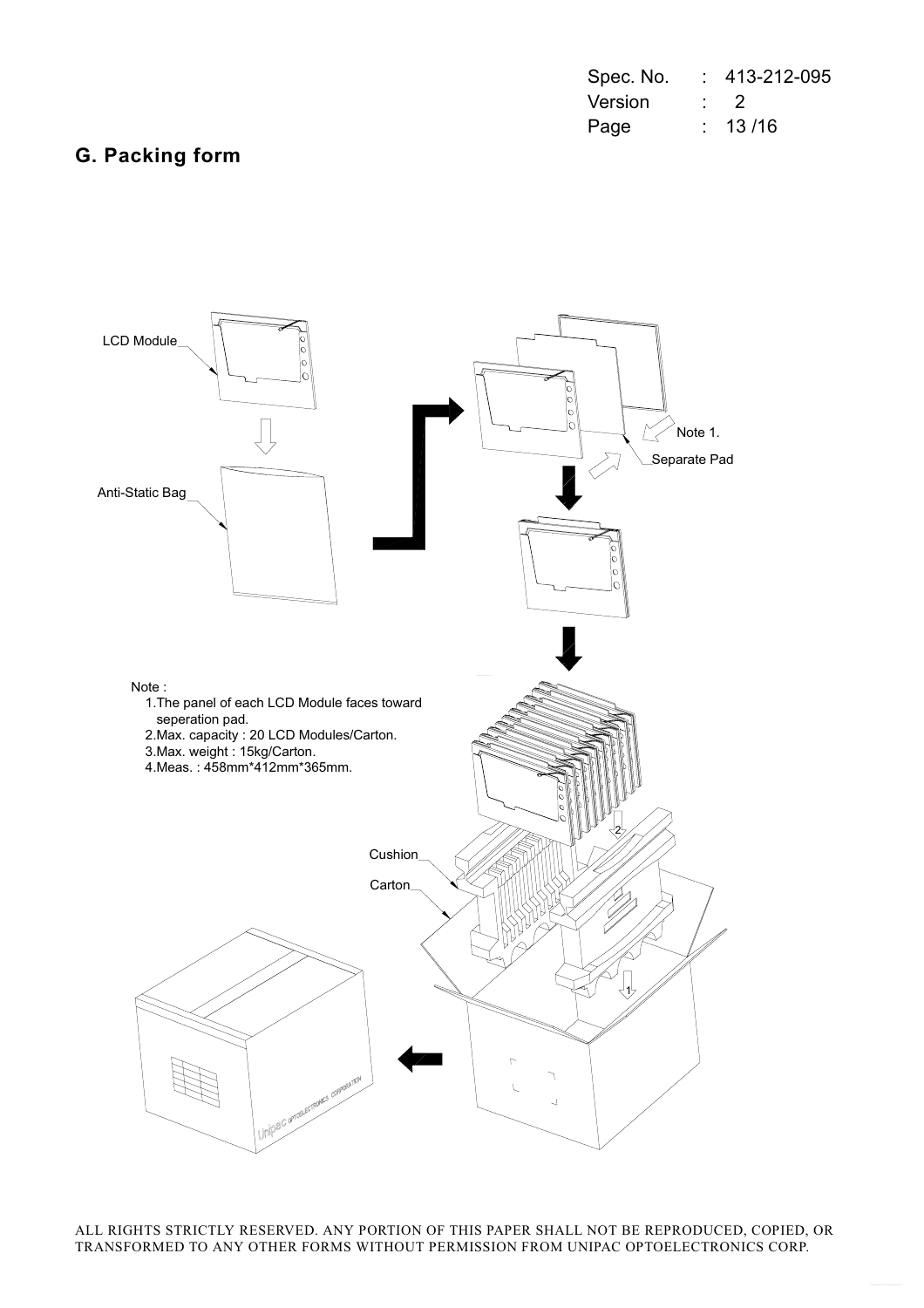## G. Packing form

LCD Module

Anti-Static Bag

Note 1.

Separate Pad

Note :

1. The panel of each LCD Module faces toward seperation pad.
2. Max. capacity : 20 LCD Modules/Carton.
3. Max. weight : 15kg/Carton.
4. Meas. : 458mm*412mm*365mm.

Cushion

Carton

ALL RIGHTS STRICTLY RESERVED. ANY PORTION OF THIS PAPER SHALL NOT BE REPRODUCED, COPIED, OR TRANSFORMED TO ANY OTHER FORMS WITHOUT PERMISSION FROM UNIPAC OPTOELECTRONICS CORP.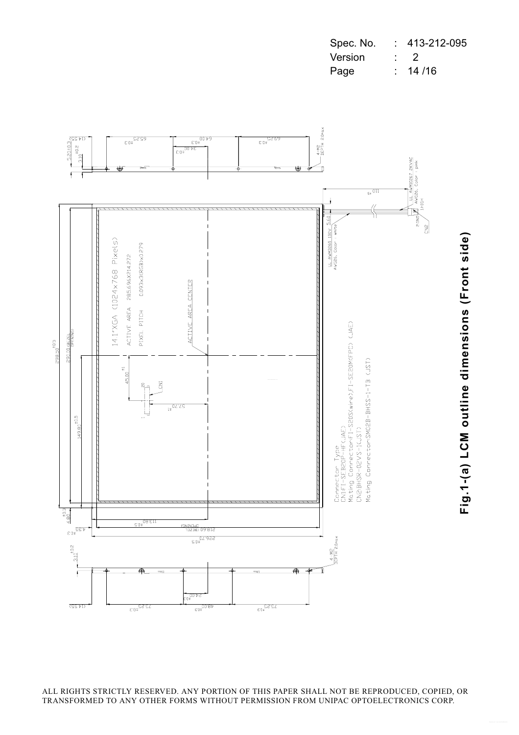Spec. No. : 413-212-095
Version : 2

141"XGA (1024x768 Pixels)

ACTIVE AREA 285.696X214.272

PIXEL PITCH 0.093x3(RGB)x0.279

ACTIVE AREA CENTER

Connector Type

CN1:FI-SEB20P-HF(JAE)

Mating Connector:FI-S20S(wire),FI-SE20M(FPC) (JAE)

CN2:BHSR-02VS-1(JST)

Mating Connector:SM02B-BHSS-1-TB (JST)

UL AWM3265 150V 5.60 AWG26, Color : white

UL AWM3267 2KVAC AWG26, Color : pink

**Fig.1-(a) LCM outline dimensions (Front side)**

ALL RIGHTS STRICTLY RESERVED. ANY PORTION OF THIS PAPER SHALL NOT BE REPRODUCED, COPIED, OR TRANSFORMED TO ANY OTHER FORMS WITHOUT PERMISSION FROM UNIPAC OPTOELECTRONICS CORP.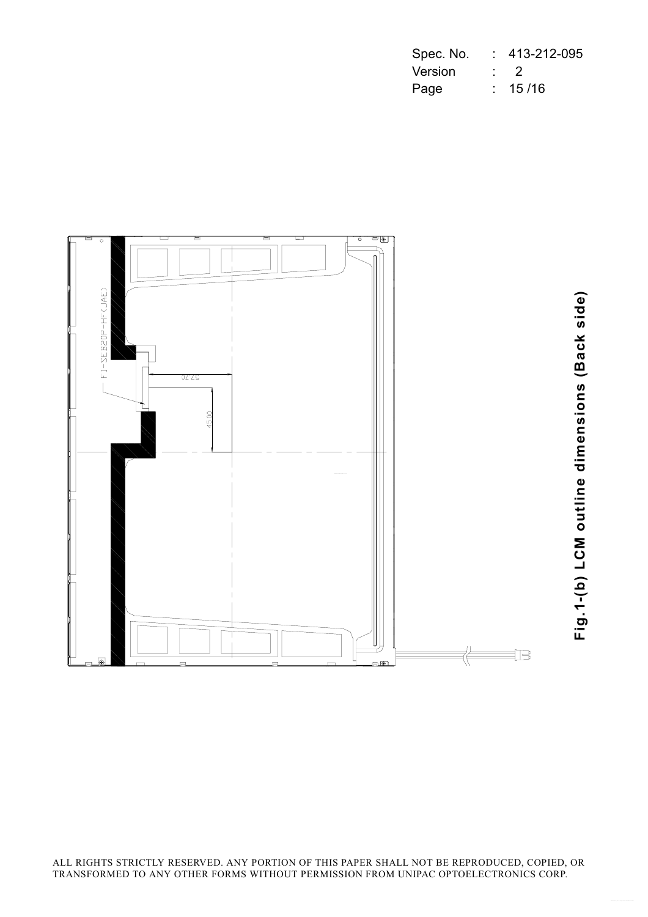FI-SEB20P-HF(JAE)

57.70

45.00

**Fig.1-(b) LCM outline dimensions (Back side)**

ALL RIGHTS STRICTLY RESERVED. ANY PORTION OF THIS PAPER SHALL NOT BE REPRODUCED, COPIED, OR TRANSFORMED TO ANY OTHER FORMS WITHOUT PERMISSION FROM UNIPAC OPTOELECTRONICS CORP.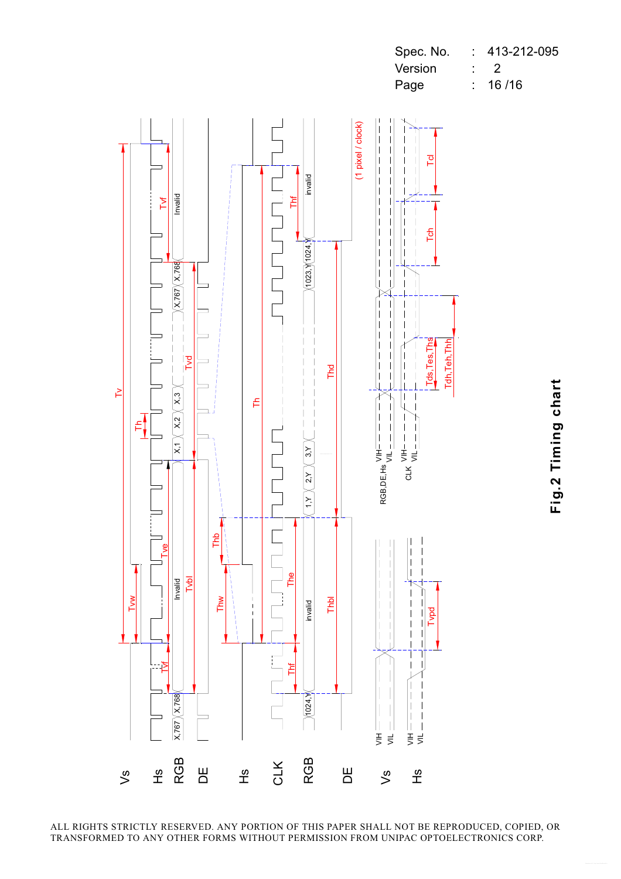Vs
Hs
RGB
DE
Hs
CLK
RGB
DE
Vs
Hs

Tv
Tvw
Tvf
Tve
Tvbl
Tvd
Th
Invalid
X,767
X,768
X,1
X,2
X,3
Thb
Thw
Th
The
Thf
Thbl
Thd
invalid
1024,Y
1,Y
2,Y
3,Y
1023,Y
(1 pixel / clock)
Tvpd
VIH
VIL
RGB,DE,Hs
CLK
Tds,Tes,Ths
Tdh,Teh,Thh
Tch
Tcl

**Fig.2 Timing chart**

ALL RIGHTS STRICTLY RESERVED. ANY PORTION OF THIS PAPER SHALL NOT BE REPRODUCED, COPIED, OR TRANSFORMED TO ANY OTHER FORMS WITHOUT PERMISSION FROM UNIPAC OPTOELECTRONICS CORP.